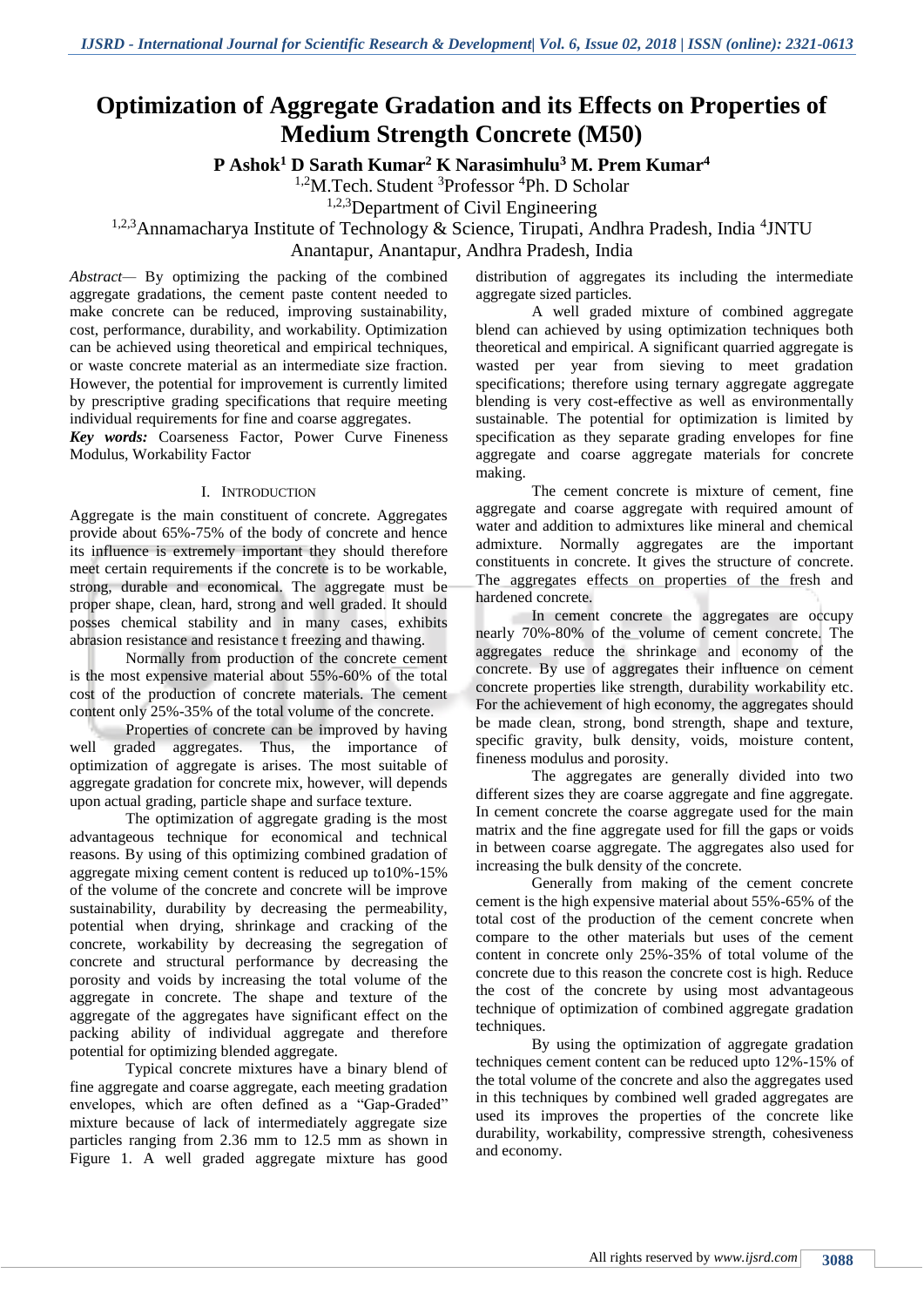# Optimization of Aggregate Gradation and its Effects on Properties of Medium Strength Concrete (M50)

**P Ashok[1] D Sarath Kumar[2] K Narasimhulu[3] M. Prem Kumar[4]**

[1,2]M.Tech. Student [3]Professor [4]Ph. D Scholar

[1,2,3]Department of Civil Engineering

[1,2,3]Annamacharya Institute of Technology & Science, Tirupati, Andhra Pradesh, India [4]JNTU Anantapur, Anantapur, Andhra Pradesh, India

*Abstract*— By optimizing the packing of the combined aggregate gradations, the cement paste content needed to make concrete can be reduced, improving sustainability, cost, performance, durability, and workability. Optimization can be achieved using theoretical and empirical techniques, or waste concrete material as an intermediate size fraction. However, the potential for improvement is currently limited by prescriptive grading specifications that require meeting individual requirements for fine and coarse aggregates.

***Key words:*** Coarseness Factor, Power Curve Fineness Modulus, Workability Factor

## I. Introduction

Aggregate is the main constituent of concrete. Aggregates provide about 65%-75% of the body of concrete and hence its influence is extremely important they should therefore meet certain requirements if the concrete is to be workable, strong, durable and economical. The aggregate must be proper shape, clean, hard, strong and well graded. It should posses chemical stability and in many cases, exhibits abrasion resistance and resistance t freezing and thawing.

Normally from production of the concrete cement is the most expensive material about 55%-60% of the total cost of the production of concrete materials. The cement content only 25%-35% of the total volume of the concrete.

Properties of concrete can be improved by having well graded aggregates. Thus, the importance of optimization of aggregate is arises. The most suitable of aggregate gradation for concrete mix, however, will depends upon actual grading, particle shape and surface texture.

The optimization of aggregate grading is the most advantageous technique for economical and technical reasons. By using of this optimizing combined gradation of aggregate mixing cement content is reduced up to10%-15% of the volume of the concrete and concrete will be improve sustainability, durability by decreasing the permeability, potential when drying, shrinkage and cracking of the concrete, workability by decreasing the segregation of concrete and structural performance by decreasing the porosity and voids by increasing the total volume of the aggregate in concrete. The shape and texture of the aggregate of the aggregates have significant effect on the packing ability of individual aggregate and therefore potential for optimizing blended aggregate.

Typical concrete mixtures have a binary blend of fine aggregate and coarse aggregate, each meeting gradation envelopes, which are often defined as a "Gap-Graded" mixture because of lack of intermediately aggregate size particles ranging from 2.36 mm to 12.5 mm as shown in Figure 1. A well graded aggregate mixture has good distribution of aggregates its including the intermediate aggregate sized particles.

A well graded mixture of combined aggregate blend can achieved by using optimization techniques both theoretical and empirical. A significant quarried aggregate is wasted per year from sieving to meet gradation specifications; therefore using ternary aggregate aggregate blending is very cost-effective as well as environmentally sustainable. The potential for optimization is limited by specification as they separate grading envelopes for fine aggregate and coarse aggregate materials for concrete making.

The cement concrete is mixture of cement, fine aggregate and coarse aggregate with required amount of water and addition to admixtures like mineral and chemical admixture. Normally aggregates are the important constituents in concrete. It gives the structure of concrete. The aggregates effects on properties of the fresh and hardened concrete.

In cement concrete the aggregates are occupy nearly 70%-80% of the volume of cement concrete. The aggregates reduce the shrinkage and economy of the concrete. By use of aggregates their influence on cement concrete properties like strength, durability workability etc. For the achievement of high economy, the aggregates should be made clean, strong, bond strength, shape and texture, specific gravity, bulk density, voids, moisture content, fineness modulus and porosity.

The aggregates are generally divided into two different sizes they are coarse aggregate and fine aggregate. In cement concrete the coarse aggregate used for the main matrix and the fine aggregate used for fill the gaps or voids in between coarse aggregate. The aggregates also used for increasing the bulk density of the concrete.

Generally from making of the cement concrete cement is the high expensive material about 55%-65% of the total cost of the production of the cement concrete when compare to the other materials but uses of the cement content in concrete only 25%-35% of total volume of the concrete due to this reason the concrete cost is high. Reduce the cost of the concrete by using most advantageous technique of optimization of combined aggregate gradation techniques.

By using the optimization of aggregate gradation techniques cement content can be reduced upto 12%-15% of the total volume of the concrete and also the aggregates used in this techniques by combined well graded aggregates are used its improves the properties of the concrete like durability, workability, compressive strength, cohesiveness and economy.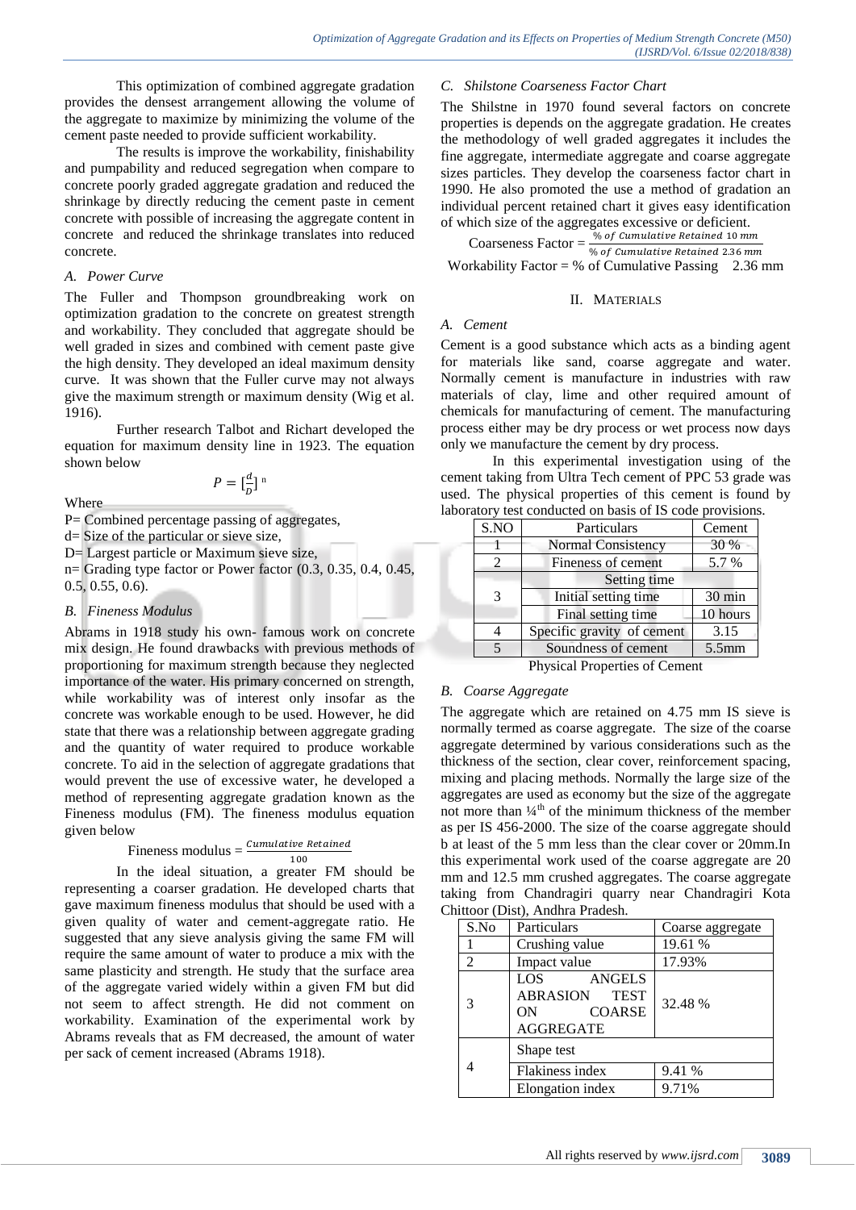This optimization of combined aggregate gradation provides the densest arrangement allowing the volume of the aggregate to maximize by minimizing the volume of the cement paste needed to provide sufficient workability.

The results is improve the workability, finishability and pumpability and reduced segregation when compare to concrete poorly graded aggregate gradation and reduced the shrinkage by directly reducing the cement paste in cement concrete with possible of increasing the aggregate content in concrete and reduced the shrinkage translates into reduced concrete.

### A. Power Curve

The Fuller and Thompson groundbreaking work on optimization gradation to the concrete on greatest strength and workability. They concluded that aggregate should be well graded in sizes and combined with cement paste give the high density. They developed an ideal maximum density curve. It was shown that the Fuller curve may not always give the maximum strength or maximum density (Wig et al. 1916).

Further research Talbot and Richart developed the equation for maximum density line in 1923. The equation shown below

$$P = [\frac{d}{D}]^{n}$$

Where

P= Combined percentage passing of aggregates,

d= Size of the particular or sieve size,

D= Largest particle or Maximum sieve size,

n= Grading type factor or Power factor (0.3, 0.35, 0.4, 0.45, 0.5, 0.55, 0.6).

### B. Fineness Modulus

Abrams in 1918 study his own- famous work on concrete mix design. He found drawbacks with previous methods of proportioning for maximum strength because they neglected importance of the water. His primary concerned on strength, while workability was of interest only insofar as the concrete was workable enough to be used. However, he did state that there was a relationship between aggregate grading and the quantity of water required to produce workable concrete. To aid in the selection of aggregate gradations that would prevent the use of excessive water, he developed a method of representing aggregate gradation known as the Fineness modulus (FM). The fineness modulus equation given below

$$\text{Fineness modulus} = \frac{\text{Cumulative Retained}}{100}$$

In the ideal situation, a greater FM should be representing a coarser gradation. He developed charts that gave maximum fineness modulus that should be used with a given quality of water and cement-aggregate ratio. He suggested that any sieve analysis giving the same FM will require the same amount of water to produce a mix with the same plasticity and strength. He study that the surface area of the aggregate varied widely within a given FM but did not seem to affect strength. He did not comment on workability. Examination of the experimental work by Abrams reveals that as FM decreased, the amount of water per sack of cement increased (Abrams 1918).

### C. Shilstone Coarseness Factor Chart

The Shilstne in 1970 found several factors on concrete properties is depends on the aggregate gradation. He creates the methodology of well graded aggregates it includes the fine aggregate, intermediate aggregate and coarse aggregate sizes particles. They develop the coarseness factor chart in 1990. He also promoted the use a method of gradation an individual percent retained chart it gives easy identification of which size of the aggregates excessive or deficient.

$$\text{Coarseness Factor} = \frac{\%\ \text{of Cumulative Retained } 10\ mm}{\%\ \text{of Cumulative Retained } 2.36\ mm}$$

Workability Factor = % of Cumulative Passing 2.36 mm

## II. Materials

### A. Cement

Cement is a good substance which acts as a binding agent for materials like sand, coarse aggregate and water. Normally cement is manufacture in industries with raw materials of clay, lime and other required amount of chemicals for manufacturing of cement. The manufacturing process either may be dry process or wet process now days only we manufacture the cement by dry process.

In this experimental investigation using of the cement taking from Ultra Tech cement of PPC 53 grade was used. The physical properties of this cement is found by laboratory test conducted on basis of IS code provisions.

| S.NO | Particulars | Cement |
|---|---|---|
| 1 | Normal Consistency | 30 % |
| 2 | Fineness of cement | 5.7 % |
| 3 | Setting time | |
| | Initial setting time | 30 min |
| | Final setting time | 10 hours |
| 4 | Specific gravity of cement | 3.15 |
| 5 | Soundness of cement | 5.5mm |

Physical Properties of Cement

### B. Coarse Aggregate

The aggregate which are retained on 4.75 mm IS sieve is normally termed as coarse aggregate. The size of the coarse aggregate determined by various considerations such as the thickness of the section, clear cover, reinforcement spacing, mixing and placing methods. Normally the large size of the aggregates are used as economy but the size of the aggregate not more than ¼th of the minimum thickness of the member as per IS 456-2000. The size of the coarse aggregate should b at least of the 5 mm less than the clear cover or 20mm.In this experimental work used of the coarse aggregate are 20 mm and 12.5 mm crushed aggregates. The coarse aggregate taking from Chandragiri quarry near Chandragiri Kota Chittoor (Dist), Andhra Pradesh.

| S.No | Particulars | Coarse aggregate |
|---|---|---|
| 1 | Crushing value | 19.61 % |
| 2 | Impact value | 17.93% |
| 3 | LOS ANGELS ABRASION TEST ON COARSE AGGREGATE | 32.48 % |
| 4 | Shape test | |
| | Flakiness index | 9.41 % |
| | Elongation index | 9.71% |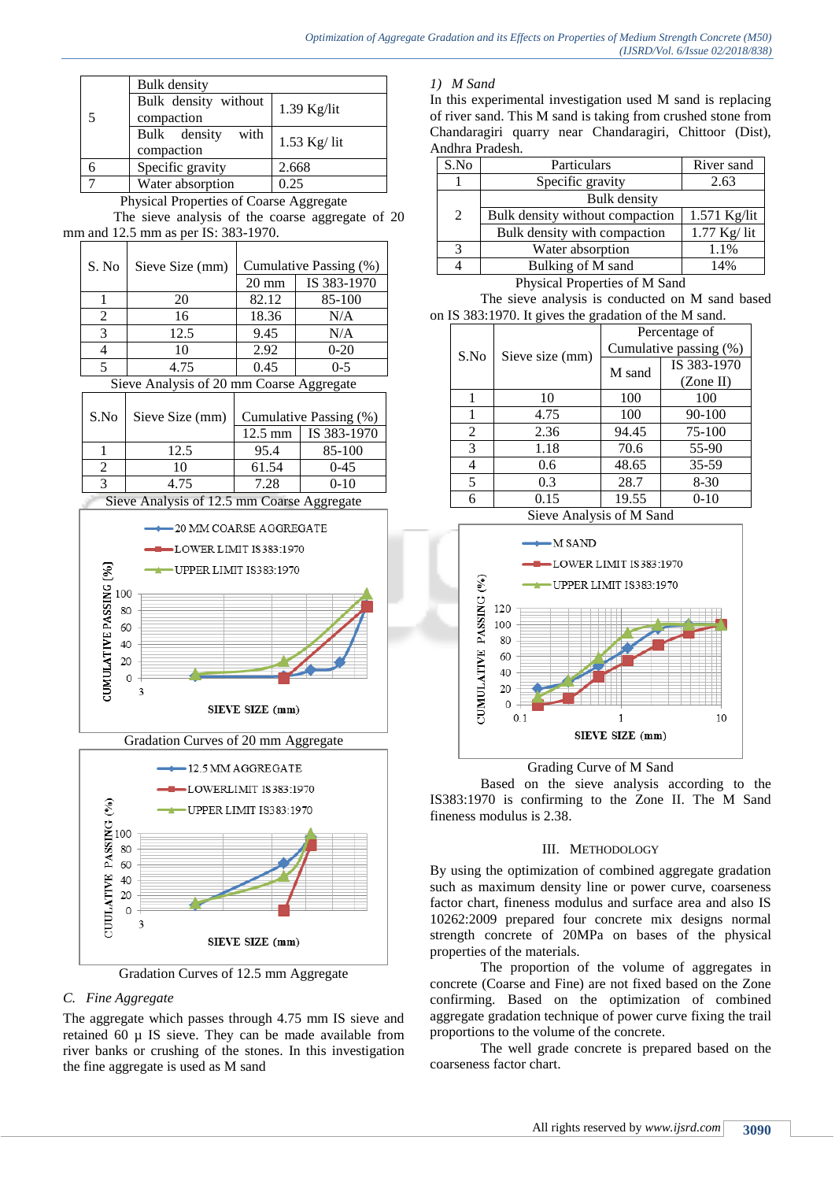| 5 | Bulk density | |
|---|---|---|
| | Bulk density without compaction | 1.39 Kg/lit |
| | Bulk density with compaction | 1.53 Kg/ lit |
| 6 | Specific gravity | 2.668 |
| 7 | Water absorption | 0.25 |

Physical Properties of Coarse Aggregate

The sieve analysis of the coarse aggregate of 20 mm and 12.5 mm as per IS: 383-1970.

| S. No | Sieve Size (mm) | Cumulative Passing (%) | |
|---|---|---|---|
| | | 20 mm | IS 383-1970 |
| 1 | 20 | 82.12 | 85-100 |
| 2 | 16 | 18.36 | N/A |
| 3 | 12.5 | 9.45 | N/A |
| 4 | 10 | 2.92 | 0-20 |
| 5 | 4.75 | 0.45 | 0-5 |

Sieve Analysis of 20 mm Coarse Aggregate

| S.No | Sieve Size (mm) | Cumulative Passing (%) | |
|---|---|---|---|
| | | 12.5 mm | IS 383-1970 |
| 1 | 12.5 | 95.4 | 85-100 |
| 2 | 10 | 61.54 | 0-45 |
| 3 | 4.75 | 7.28 | 0-10 |

Sieve Analysis of 12.5 mm Coarse Aggregate

Gradation Curves of 20 mm Aggregate

Gradation Curves of 12.5 mm Aggregate

### C. Fine Aggregate

The aggregate which passes through 4.75 mm IS sieve and retained 60 µ IS sieve. They can be made available from river banks or crushing of the stones. In this investigation the fine aggregate is used as M sand

#### 1) M Sand

In this experimental investigation used M sand is replacing of river sand. This M sand is taking from crushed stone from Chandaragiri quarry near Chandaragiri, Chittoor (Dist), Andhra Pradesh.

| S.No | Particulars | River sand |
|---|---|---|
| 1 | Specific gravity | 2.63 |
| 2 | Bulk density | |
| | Bulk density without compaction | 1.571 Kg/lit |
| | Bulk density with compaction | 1.77 Kg/ lit |
| 3 | Water absorption | 1.1% |
| 4 | Bulking of M sand | 14% |

Physical Properties of M Sand

The sieve analysis is conducted on M sand based on IS 383:1970. It gives the gradation of the M sand.

| S.No | Sieve size (mm) | Percentage of Cumulative passing (%) | |
|---|---|---|---|
| | | M sand | IS 383-1970 (Zone II) |
| 1 | 10 | 100 | 100 |
| 1 | 4.75 | 100 | 90-100 |
| 2 | 2.36 | 94.45 | 75-100 |
| 3 | 1.18 | 70.6 | 55-90 |
| 4 | 0.6 | 48.65 | 35-59 |
| 5 | 0.3 | 28.7 | 8-30 |
| 6 | 0.15 | 19.55 | 0-10 |

Sieve Analysis of M Sand

Grading Curve of M Sand

Based on the sieve analysis according to the IS383:1970 is confirming to the Zone II. The M Sand fineness modulus is 2.38.

## III. Methodology

By using the optimization of combined aggregate gradation such as maximum density line or power curve, coarseness factor chart, fineness modulus and surface area and also IS 10262:2009 prepared four concrete mix designs normal strength concrete of 20MPa on bases of the physical properties of the materials.

The proportion of the volume of aggregates in concrete (Coarse and Fine) are not fixed based on the Zone confirming. Based on the optimization of combined aggregate gradation technique of power curve fixing the trail proportions to the volume of the concrete.

The well grade concrete is prepared based on the coarseness factor chart.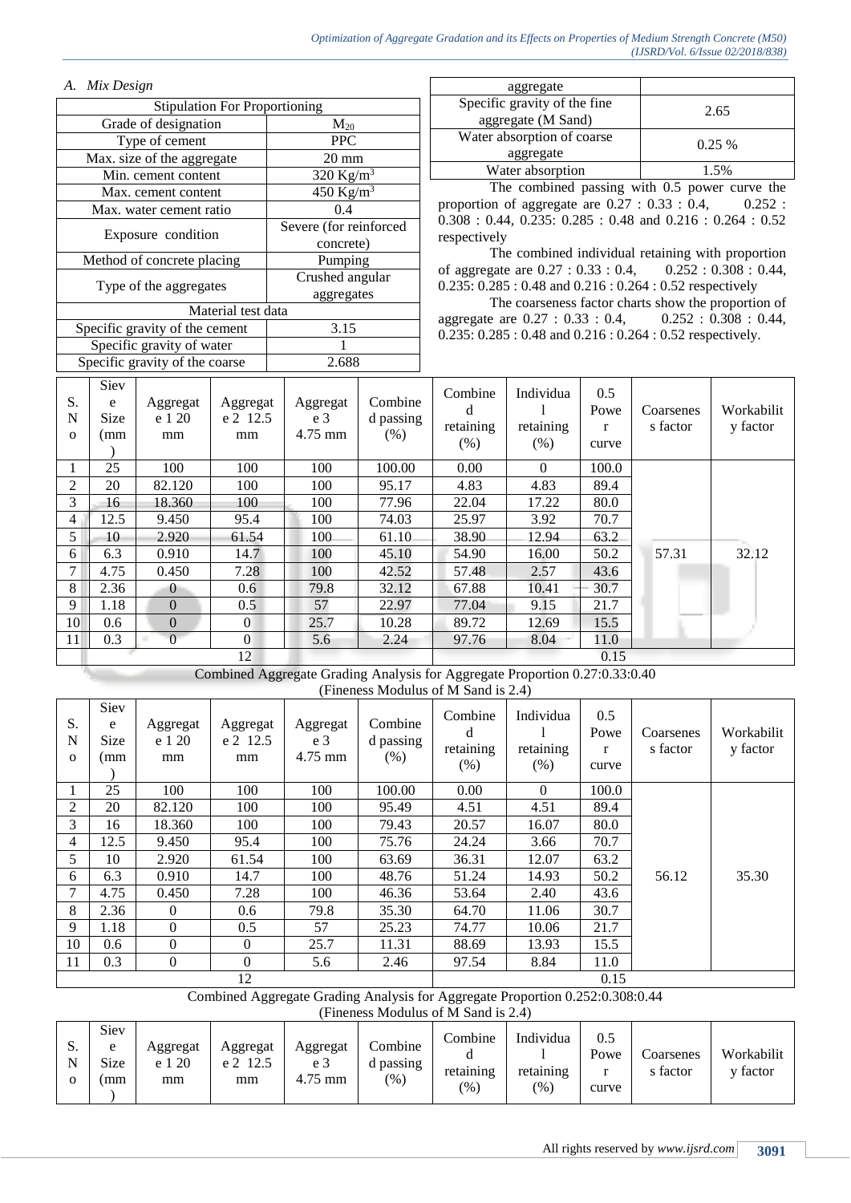### A. Mix Design

| Stipulation For Proportioning | |
|---|---|
| Grade of designation | $M_{20}$ |
| Type of cement | PPC |
| Max. size of the aggregate | 20 mm |
| Min. cement content | 320 $Kg/m^3$ |
| Max. cement content | 450 $Kg/m^3$ |
| Max. water cement ratio | 0.4 |
| Exposure condition | Severe (for reinforced concrete) |
| Method of concrete placing | Pumping |
| Type of the aggregates | Crushed angular aggregates |
| **Material test data** | |
| Specific gravity of the cement | 3.15 |
| Specific gravity of water | 1 |
| Specific gravity of the coarse aggregate | 2.688 |
| Specific gravity of the fine aggregate (M Sand) | 2.65 |
| Water absorption of coarse aggregate | 0.25 % |
| Water absorption | 1.5% |

The combined passing with 0.5 power curve the proportion of aggregate are 0.27 : 0.33 : 0.4, 0.252 : 0.308 : 0.44, 0.235: 0.285 : 0.48 and 0.216 : 0.264 : 0.52 respectively

The combined individual retaining with proportion of aggregate are 0.27 : 0.33 : 0.4, 0.252 : 0.308 : 0.44, 0.235: 0.285 : 0.48 and 0.216 : 0.264 : 0.52 respectively

The coarseness factor charts show the proportion of aggregate are 0.27 : 0.33 : 0.4, 0.252 : 0.308 : 0.44, 0.235: 0.285 : 0.48 and 0.216 : 0.264 : 0.52 respectively.

| S. No | Sieve Size (mm) | Aggregate 1 20 mm | Aggregate 2 12.5 mm | Aggregate 3 4.75 mm | Combined passing (%) | Combined retaining (%) | Individual retaining (%) | 0.5 Power curve | Coarseness factor | Workability factor |
|---|---|---|---|---|---|---|---|---|---|---|
| 1 | 25 | 100 | 100 | 100 | 100.00 | 0.00 | 0 | 100.0 | 57.31 | 32.12 |
| 2 | 20 | 82.120 | 100 | 100 | 95.17 | 4.83 | 4.83 | 89.4 | | |
| 3 | 16 | 18.360 | 100 | 100 | 77.96 | 22.04 | 17.22 | 80.0 | | |
| 4 | 12.5 | 9.450 | 95.4 | 100 | 74.03 | 25.97 | 3.92 | 70.7 | | |
| 5 | 10 | 2.920 | 61.54 | 100 | 61.10 | 38.90 | 12.94 | 63.2 | | |
| 6 | 6.3 | 0.910 | 14.7 | 100 | 45.10 | 54.90 | 16.00 | 50.2 | | |
| 7 | 4.75 | 0.450 | 7.28 | 100 | 42.52 | 57.48 | 2.57 | 43.6 | | |
| 8 | 2.36 | 0 | 0.6 | 79.8 | 32.12 | 67.88 | 10.41 | 30.7 | | |
| 9 | 1.18 | 0 | 0.5 | 57 | 22.97 | 77.04 | 9.15 | 21.7 | | |
| 10 | 0.6 | 0 | 0 | 25.7 | 10.28 | 89.72 | 12.69 | 15.5 | | |
| 11 | 0.3 | 0 | 0 | 5.6 | 2.24 | 97.76 | 8.04 | 11.0 | | |
| 12 | | | | | | 0.15 | | | | |

Combined Aggregate Grading Analysis for Aggregate Proportion 0.27:0.33:0.40
(Fineness Modulus of M Sand is 2.4)

| S. No | Sieve Size (mm) | Aggregate 1 20 mm | Aggregate 2 12.5 mm | Aggregate 3 4.75 mm | Combined passing (%) | Combined retaining (%) | Individual retaining (%) | 0.5 Power curve | Coarseness factor | Workability factor |
|---|---|---|---|---|---|---|---|---|---|---|
| 1 | 25 | 100 | 100 | 100 | 100.00 | 0.00 | 0 | 100.0 | 56.12 | 35.30 |
| 2 | 20 | 82.120 | 100 | 100 | 95.49 | 4.51 | 4.51 | 89.4 | | |
| 3 | 16 | 18.360 | 100 | 100 | 79.43 | 20.57 | 16.07 | 80.0 | | |
| 4 | 12.5 | 9.450 | 95.4 | 100 | 75.76 | 24.24 | 3.66 | 70.7 | | |
| 5 | 10 | 2.920 | 61.54 | 100 | 63.69 | 36.31 | 12.07 | 63.2 | | |
| 6 | 6.3 | 0.910 | 14.7 | 100 | 48.76 | 51.24 | 14.93 | 50.2 | | |
| 7 | 4.75 | 0.450 | 7.28 | 100 | 46.36 | 53.64 | 2.40 | 43.6 | | |
| 8 | 2.36 | 0 | 0.6 | 79.8 | 35.30 | 64.70 | 11.06 | 30.7 | | |
| 9 | 1.18 | 0 | 0.5 | 57 | 25.23 | 74.77 | 10.06 | 21.7 | | |
| 10 | 0.6 | 0 | 0 | 25.7 | 11.31 | 88.69 | 13.93 | 15.5 | | |
| 11 | 0.3 | 0 | 0 | 5.6 | 2.46 | 97.54 | 8.84 | 11.0 | | |
| 12 | | | | | | 0.15 | | | | |

Combined Aggregate Grading Analysis for Aggregate Proportion 0.252:0.308:0.44
(Fineness Modulus of M Sand is 2.4)

| S. No | Sieve Size (mm) | Aggregate 1 20 mm | Aggregate 2 12.5 mm | Aggregate 3 4.75 mm | Combined passing (%) | Combined retaining (%) | Individual retaining (%) | 0.5 Power curve | Coarseness factor | Workability factor |
|---|---|---|---|---|---|---|---|---|---|---|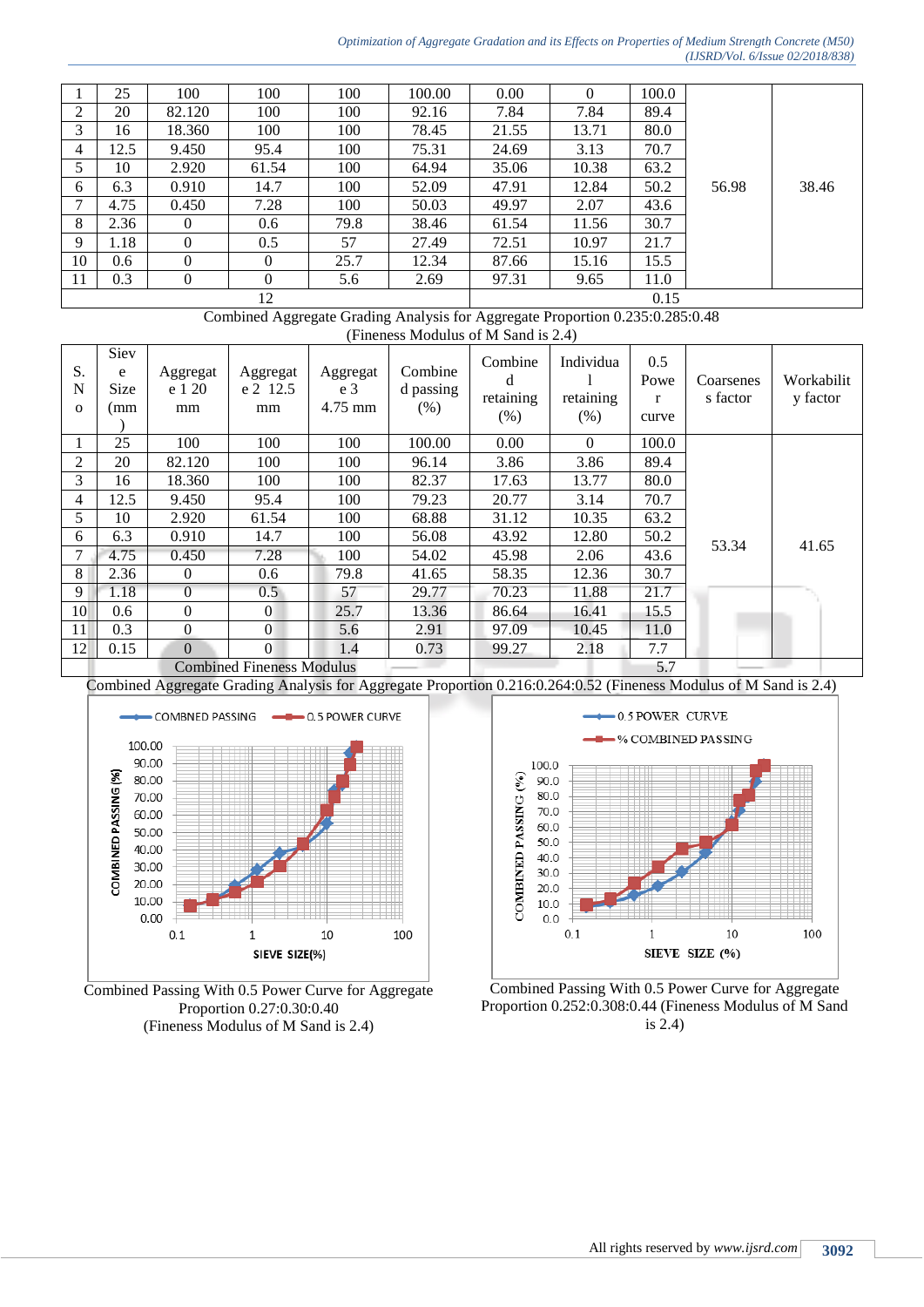| 1 | 25 | 100 | 100 | 100 | 100.00 | 0.00 | 0 | 100.0 | 56.98 | 38.46 |
|---|---|---|---|---|---|---|---|---|---|---|
| 2 | 20 | 82.120 | 100 | 100 | 92.16 | 7.84 | 7.84 | 89.4 | | |
| 3 | 16 | 18.360 | 100 | 100 | 78.45 | 21.55 | 13.71 | 80.0 | | |
| 4 | 12.5 | 9.450 | 95.4 | 100 | 75.31 | 24.69 | 3.13 | 70.7 | | |
| 5 | 10 | 2.920 | 61.54 | 100 | 64.94 | 35.06 | 10.38 | 63.2 | | |
| 6 | 6.3 | 0.910 | 14.7 | 100 | 52.09 | 47.91 | 12.84 | 50.2 | | |
| 7 | 4.75 | 0.450 | 7.28 | 100 | 50.03 | 49.97 | 2.07 | 43.6 | | |
| 8 | 2.36 | 0 | 0.6 | 79.8 | 38.46 | 61.54 | 11.56 | 30.7 | | |
| 9 | 1.18 | 0 | 0.5 | 57 | 27.49 | 72.51 | 10.97 | 21.7 | | |
| 10 | 0.6 | 0 | 0 | 25.7 | 12.34 | 87.66 | 15.16 | 15.5 | | |
| 11 | 0.3 | 0 | 0 | 5.6 | 2.69 | 97.31 | 9.65 | 11.0 | | |
| 12 | | | | | | 0.15 | | | | |

Combined Aggregate Grading Analysis for Aggregate Proportion 0.235:0.285:0.48 (Fineness Modulus of M Sand is 2.4)

| S. No | Sieve Size (mm) | Aggregate 1 20 mm | Aggregate 2 12.5 mm | Aggregate 3 4.75 mm | Combined passing (%) | Combined retaining (%) | Individual retaining (%) | 0.5 Power curve | Coarseness factor | Workability factor |
|---|---|---|---|---|---|---|---|---|---|---|
| 1 | 25 | 100 | 100 | 100 | 100.00 | 0.00 | 0 | 100.0 | 53.34 | 41.65 |
| 2 | 20 | 82.120 | 100 | 100 | 96.14 | 3.86 | 3.86 | 89.4 | | |
| 3 | 16 | 18.360 | 100 | 100 | 82.37 | 17.63 | 13.77 | 80.0 | | |
| 4 | 12.5 | 9.450 | 95.4 | 100 | 79.23 | 20.77 | 3.14 | 70.7 | | |
| 5 | 10 | 2.920 | 61.54 | 100 | 68.88 | 31.12 | 10.35 | 63.2 | | |
| 6 | 6.3 | 0.910 | 14.7 | 100 | 56.08 | 43.92 | 12.80 | 50.2 | | |
| 7 | 4.75 | 0.450 | 7.28 | 100 | 54.02 | 45.98 | 2.06 | 43.6 | | |
| 8 | 2.36 | 0 | 0.6 | 79.8 | 41.65 | 58.35 | 12.36 | 30.7 | | |
| 9 | 1.18 | 0 | 0.5 | 57 | 29.77 | 70.23 | 11.88 | 21.7 | | |
| 10 | 0.6 | 0 | 0 | 25.7 | 13.36 | 86.64 | 16.41 | 15.5 | | |
| 11 | 0.3 | 0 | 0 | 5.6 | 2.91 | 97.09 | 10.45 | 11.0 | | |
| 12 | 0.15 | 0 | 0 | 1.4 | 0.73 | 99.27 | 2.18 | 7.7 | | |
| Combined Fineness Modulus | | | | | | 5.7 | | | | |

Combined Aggregate Grading Analysis for Aggregate Proportion 0.216:0.264:0.52 (Fineness Modulus of M Sand is 2.4)

Combined Passing With 0.5 Power Curve for Aggregate Proportion 0.27:0.30:0.40 (Fineness Modulus of M Sand is 2.4)

Combined Passing With 0.5 Power Curve for Aggregate Proportion 0.252:0.308:0.44 (Fineness Modulus of M Sand is 2.4)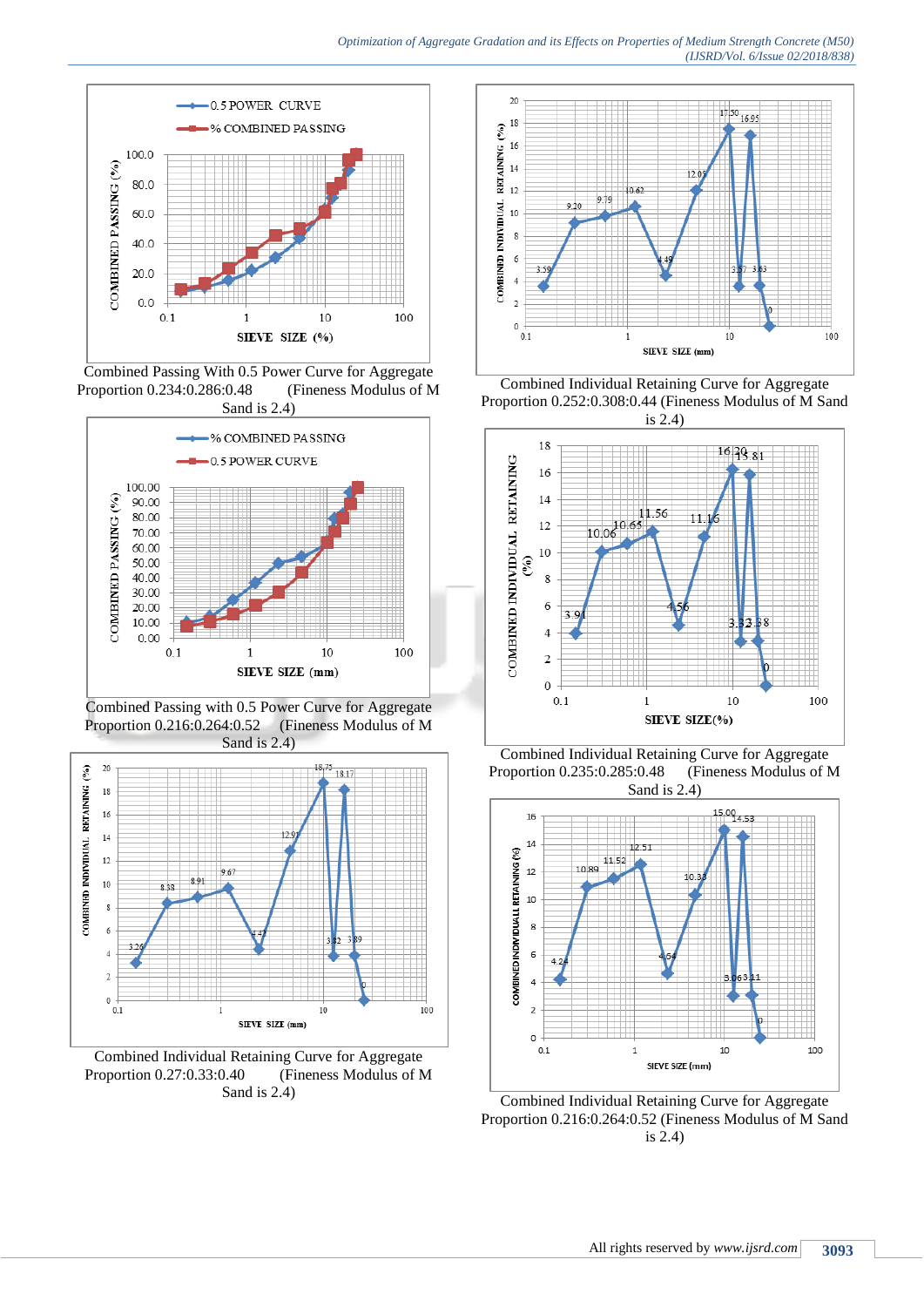Combined Passing With 0.5 Power Curve for Aggregate Proportion 0.234:0.286:0.48 (Fineness Modulus of M Sand is 2.4)

Combined Passing with 0.5 Power Curve for Aggregate Proportion 0.216:0.264:0.52 (Fineness Modulus of M Sand is 2.4)

Combined Individual Retaining Curve for Aggregate Proportion 0.27:0.33:0.40 (Fineness Modulus of M Sand is 2.4)

Combined Individual Retaining Curve for Aggregate Proportion 0.252:0.308:0.44 (Fineness Modulus of M Sand is 2.4)

Combined Individual Retaining Curve for Aggregate Proportion 0.235:0.285:0.48 (Fineness Modulus of M Sand is 2.4)

Combined Individual Retaining Curve for Aggregate Proportion 0.216:0.264:0.52 (Fineness Modulus of M Sand is 2.4)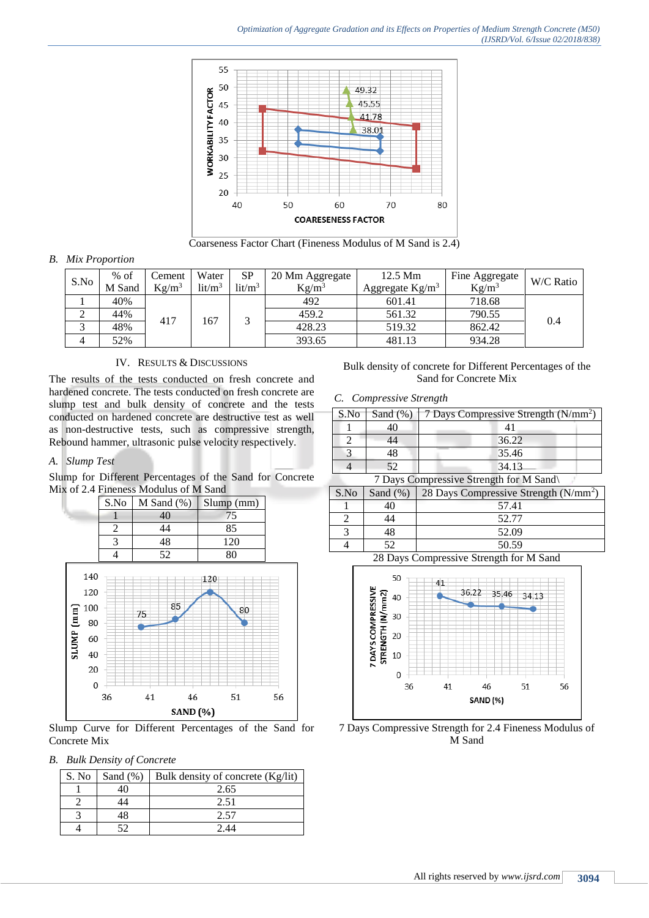Coarseness Factor Chart (Fineness Modulus of M Sand is 2.4)

*B. Mix Proportion*

| S.No | % of M Sand | Cement Kg/m$^3$ | Water lit/m$^3$ | SP lit/m$^3$ | 20 Mm Aggregate Kg/m$^3$ | 12.5 Mm Aggregate Kg/m$^3$ | Fine Aggregate Kg/m$^3$ | W/C Ratio |
|---|---|---|---|---|---|---|---|---|
| 1 | 40% | 417 | 167 | 3 | 492 | 601.41 | 718.68 | 0.4 |
| 2 | 44% | | | | 459.2 | 561.32 | 790.55 | |
| 3 | 48% | | | | 428.23 | 519.32 | 862.42 | |
| 4 | 52% | | | | 393.65 | 481.13 | 934.28 | |

## IV. RESULTS & DISCUSSIONS

The results of the tests conducted on fresh concrete and hardened concrete. The tests conducted on fresh concrete are slump test and bulk density of concrete and the tests conducted on hardened concrete are destructive test as well as non-destructive tests, such as compressive strength, Rebound hammer, ultrasonic pulse velocity respectively.

*A. Slump Test*

Slump for Different Percentages of the Sand for Concrete Mix of 2.4 Fineness Modulus of M Sand

| S.No | M Sand (%) | Slump (mm) |
|---|---|---|
| 1 | 40 | 75 |
| 2 | 44 | 85 |
| 3 | 48 | 120 |
| 4 | 52 | 80 |

Slump Curve for Different Percentages of the Sand for Concrete Mix

*B. Bulk Density of Concrete*

| S. No | Sand (%) | Bulk density of concrete (Kg/lit) |
|---|---|---|
| 1 | 40 | 2.65 |
| 2 | 44 | 2.51 |
| 3 | 48 | 2.57 |
| 4 | 52 | 2.44 |

Bulk density of concrete for Different Percentages of the Sand for Concrete Mix

*C. Compressive Strength*

| S.No | Sand (%) | 7 Days Compressive Strength (N/mm$^2$) |
|---|---|---|
| 1 | 40 | 41 |
| 2 | 44 | 36.22 |
| 3 | 48 | 35.46 |
| 4 | 52 | 34.13 |

7 Days Compressive Strength for M Sand\

| S.No | Sand (%) | 28 Days Compressive Strength (N/mm$^2$) |
|---|---|---|
| 1 | 40 | 57.41 |
| 2 | 44 | 52.77 |
| 3 | 48 | 52.09 |
| 4 | 52 | 50.59 |

28 Days Compressive Strength for M Sand

7 Days Compressive Strength for 2.4 Fineness Modulus of M Sand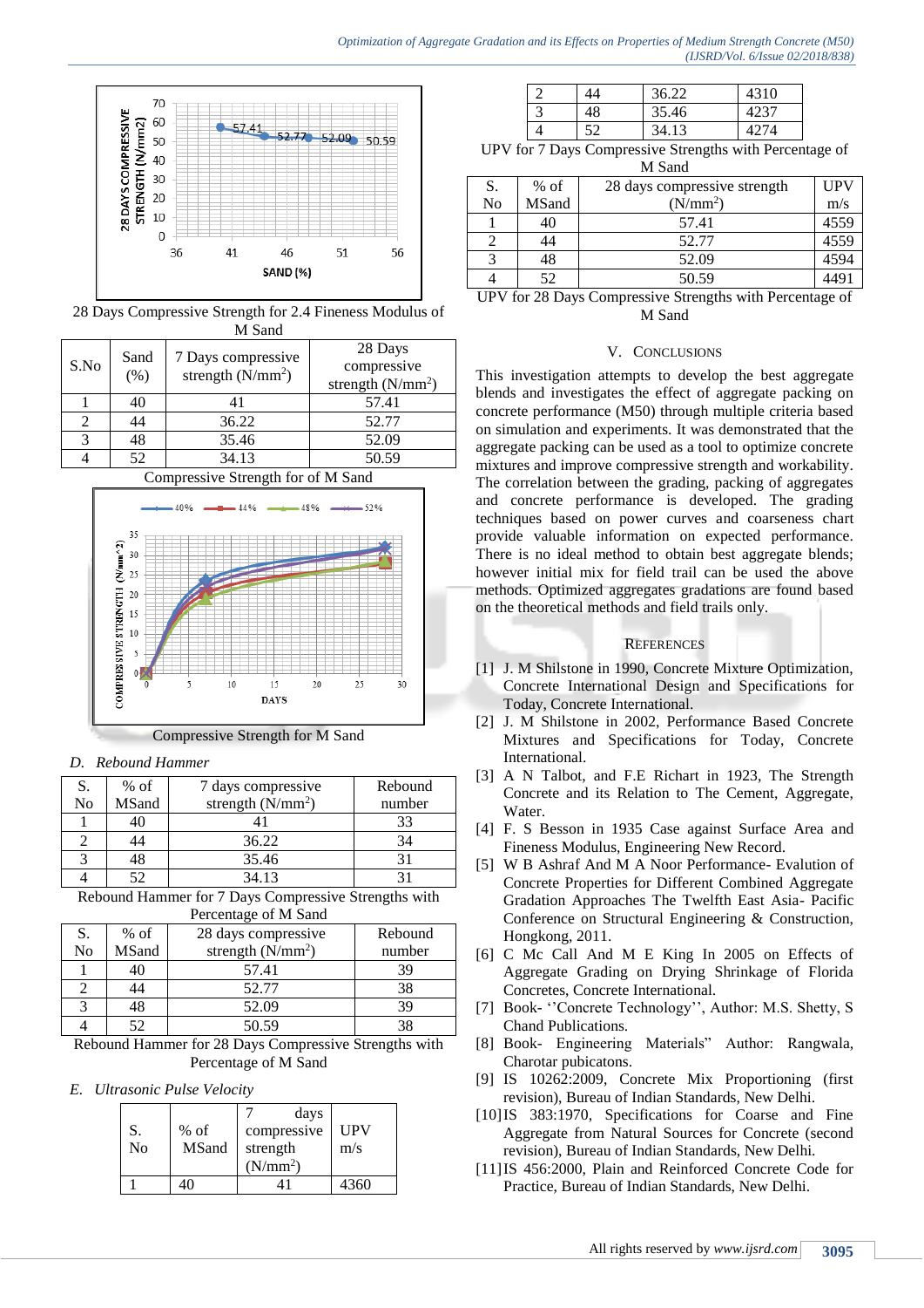70
60
50
40
30
20
10
0
28 DAY'S COMPRESSIVE STRENGTH (N/mm2)
57.41
52.77
52.09
50.59
36
41
46
51
56
SAND (%)

28 Days Compressive Strength for 2.4 Fineness Modulus of M Sand

| S.No | Sand (%) | 7 Days compressive strength (N/mm$^2$) | 28 Days compressive strength (N/mm$^2$) |
|---|---|---|---|
| 1 | 40 | 41 | 57.41 |
| 2 | 44 | 36.22 | 52.77 |
| 3 | 48 | 35.46 | 52.09 |
| 4 | 52 | 34.13 | 50.59 |

Compressive Strength for of M Sand

40%
44%
48%
52%
35
30
25
20
15
10
5
0
COMPRESSIVE STRENGTH (N/mm^2)
0
5
10
15
20
25
30
DAYS

Compressive Strength for M Sand

### D. Rebound Hammer

| S. No | % of MSand | 7 days compressive strength (N/mm$^2$) | Rebound number |
|---|---|---|---|
| 1 | 40 | 41 | 33 |
| 2 | 44 | 36.22 | 34 |
| 3 | 48 | 35.46 | 31 |
| 4 | 52 | 34.13 | 31 |

Rebound Hammer for 7 Days Compressive Strengths with Percentage of M Sand

| S. No | % of MSand | 28 days compressive strength (N/mm$^2$) | Rebound number |
|---|---|---|---|
| 1 | 40 | 57.41 | 39 |
| 2 | 44 | 52.77 | 38 |
| 3 | 48 | 52.09 | 39 |
| 4 | 52 | 50.59 | 38 |

Rebound Hammer for 28 Days Compressive Strengths with Percentage of M Sand

### E. Ultrasonic Pulse Velocity

| S. No | % of MSand | 7 days compressive strength (N/mm$^2$) | UPV m/s |
|---|---|---|---|
| 1 | 40 | 41 | 4360 |
| 2 | 44 | 36.22 | 4310 |
| 3 | 48 | 35.46 | 4237 |
| 4 | 52 | 34.13 | 4274 |

UPV for 7 Days Compressive Strengths with Percentage of M Sand

| S. No | % of MSand | 28 days compressive strength (N/mm$^2$) | UPV m/s |
|---|---|---|---|
| 1 | 40 | 57.41 | 4559 |
| 2 | 44 | 52.77 | 4559 |
| 3 | 48 | 52.09 | 4594 |
| 4 | 52 | 50.59 | 4491 |

UPV for 28 Days Compressive Strengths with Percentage of M Sand

## V. Conclusions

This investigation attempts to develop the best aggregate blends and investigates the effect of aggregate packing on concrete performance (M50) through multiple criteria based on simulation and experiments. It was demonstrated that the aggregate packing can be used as a tool to optimize concrete mixtures and improve compressive strength and workability. The correlation between the grading, packing of aggregates and concrete performance is developed. The grading techniques based on power curves and coarseness chart provide valuable information on expected performance. There is no ideal method to obtain best aggregate blends; however initial mix for field trail can be used the above methods. Optimized aggregates gradations are found based on the theoretical methods and field trails only.

## References

[1] J. M Shilstone in 1990, Concrete Mixture Optimization, Concrete International Design and Specifications for Today, Concrete International.
[2] J. M Shilstone in 2002, Performance Based Concrete Mixtures and Specifications for Today, Concrete International.
[3] A N Talbot, and F.E Richart in 1923, The Strength Concrete and its Relation to The Cement, Aggregate, Water.
[4] F. S Besson in 1935 Case against Surface Area and Fineness Modulus, Engineering New Record.
[5] W B Ashraf And M A Noor Performance- Evalution of Concrete Properties for Different Combined Aggregate Gradation Approaches The Twelfth East Asia- Pacific Conference on Structural Engineering & Construction, Hongkong, 2011.
[6] C Mc Call And M E King In 2005 on Effects of Aggregate Grading on Drying Shrinkage of Florida Concretes, Concrete International.
[7] Book- ''Concrete Technology'', Author: M.S. Shetty, S Chand Publications.
[8] Book- Engineering Materials" Author: Rangwala, Charotar pubicatons.
[9] IS 10262:2009, Concrete Mix Proportioning (first revision), Bureau of Indian Standards, New Delhi.
[10] IS 383:1970, Specifications for Coarse and Fine Aggregate from Natural Sources for Concrete (second revision), Bureau of Indian Standards, New Delhi.
[11] IS 456:2000, Plain and Reinforced Concrete Code for Practice, Bureau of Indian Standards, New Delhi.